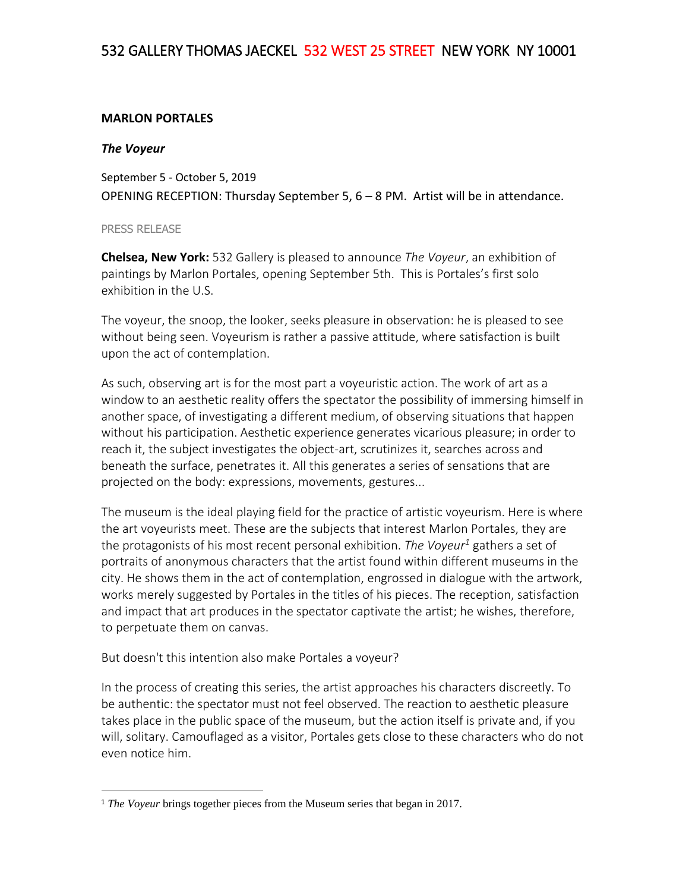532 GALLERY THOMAS JAECKEL 532 WEST 25 STREET NEW YORK NY 10001

**MARLON PORTALES**

***The Voyeur***

September 5 - October 5, 2019

OPENING RECEPTION: Thursday September 5, 6 – 8 PM. Artist will be in attendance.

PRESS RELEASE

**Chelsea, New York:** 532 Gallery is pleased to announce *The Voyeur*, an exhibition of paintings by Marlon Portales, opening September 5th. This is Portales's first solo exhibition in the U.S.

The voyeur, the snoop, the looker, seeks pleasure in observation: he is pleased to see without being seen. Voyeurism is rather a passive attitude, where satisfaction is built upon the act of contemplation.

As such, observing art is for the most part a voyeuristic action. The work of art as a window to an aesthetic reality offers the spectator the possibility of immersing himself in another space, of investigating a different medium, of observing situations that happen without his participation. Aesthetic experience generates vicarious pleasure; in order to reach it, the subject investigates the object-art, scrutinizes it, searches across and beneath the surface, penetrates it. All this generates a series of sensations that are projected on the body: expressions, movements, gestures...

The museum is the ideal playing field for the practice of artistic voyeurism. Here is where the art voyeurists meet. These are the subjects that interest Marlon Portales, they are the protagonists of his most recent personal exhibition. *The Voyeur*[1] gathers a set of portraits of anonymous characters that the artist found within different museums in the city. He shows them in the act of contemplation, engrossed in dialogue with the artwork, works merely suggested by Portales in the titles of his pieces. The reception, satisfaction and impact that art produces in the spectator captivate the artist; he wishes, therefore, to perpetuate them on canvas.

But doesn't this intention also make Portales a voyeur?

In the process of creating this series, the artist approaches his characters discreetly. To be authentic: the spectator must not feel observed. The reaction to aesthetic pleasure takes place in the public space of the museum, but the action itself is private and, if you will, solitary. Camouflaged as a visitor, Portales gets close to these characters who do not even notice him.

[1] *The Voyeur* brings together pieces from the Museum series that began in 2017.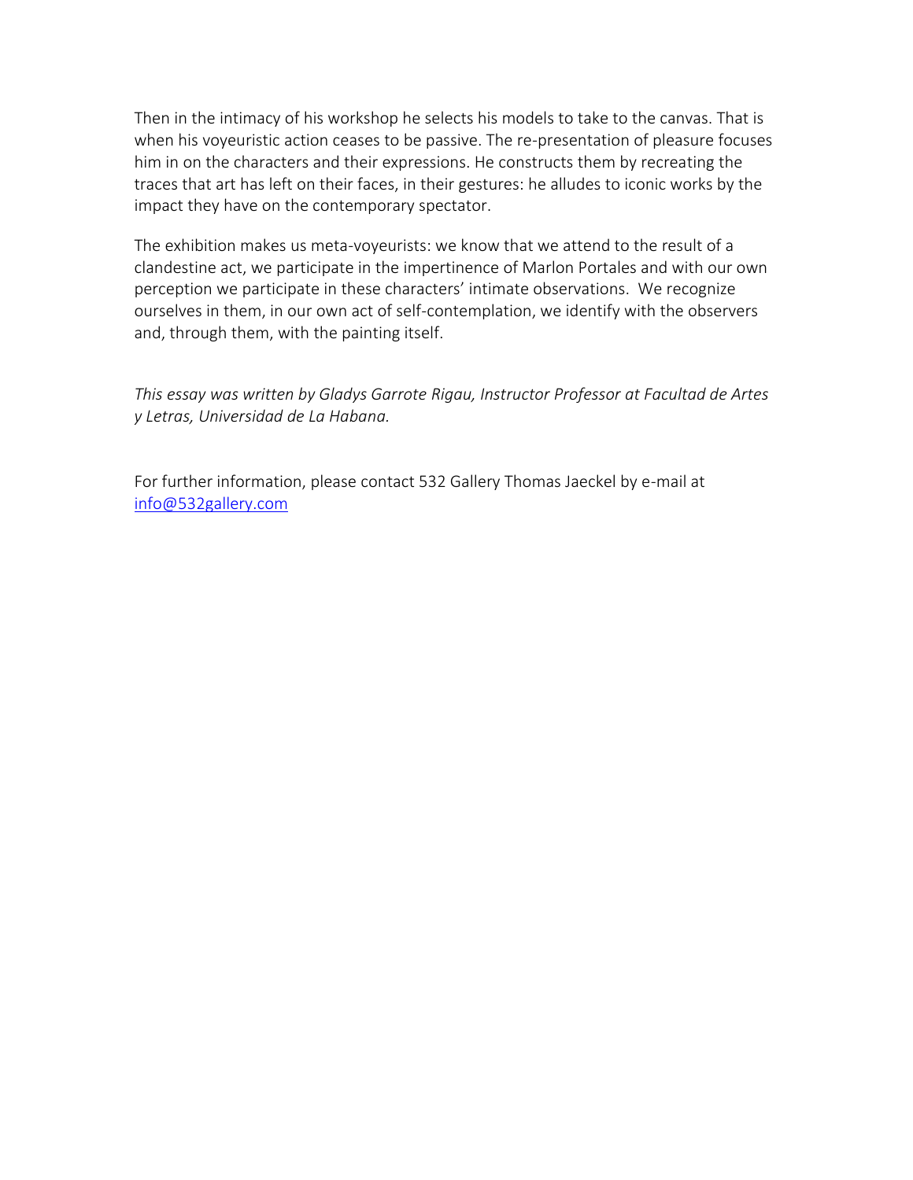Then in the intimacy of his workshop he selects his models to take to the canvas. That is when his voyeuristic action ceases to be passive. The re-presentation of pleasure focuses him in on the characters and their expressions. He constructs them by recreating the traces that art has left on their faces, in their gestures: he alludes to iconic works by the impact they have on the contemporary spectator.

The exhibition makes us meta-voyeurists: we know that we attend to the result of a clandestine act, we participate in the impertinence of Marlon Portales and with our own perception we participate in these characters' intimate observations. We recognize ourselves in them, in our own act of self-contemplation, we identify with the observers and, through them, with the painting itself.

*This essay was written by Gladys Garrote Rigau, Instructor Professor at Facultad de Artes y Letras, Universidad de La Habana.*

For further information, please contact 532 Gallery Thomas Jaeckel by e-mail at [info@532gallery.com](mailto:info@532gallery.com)